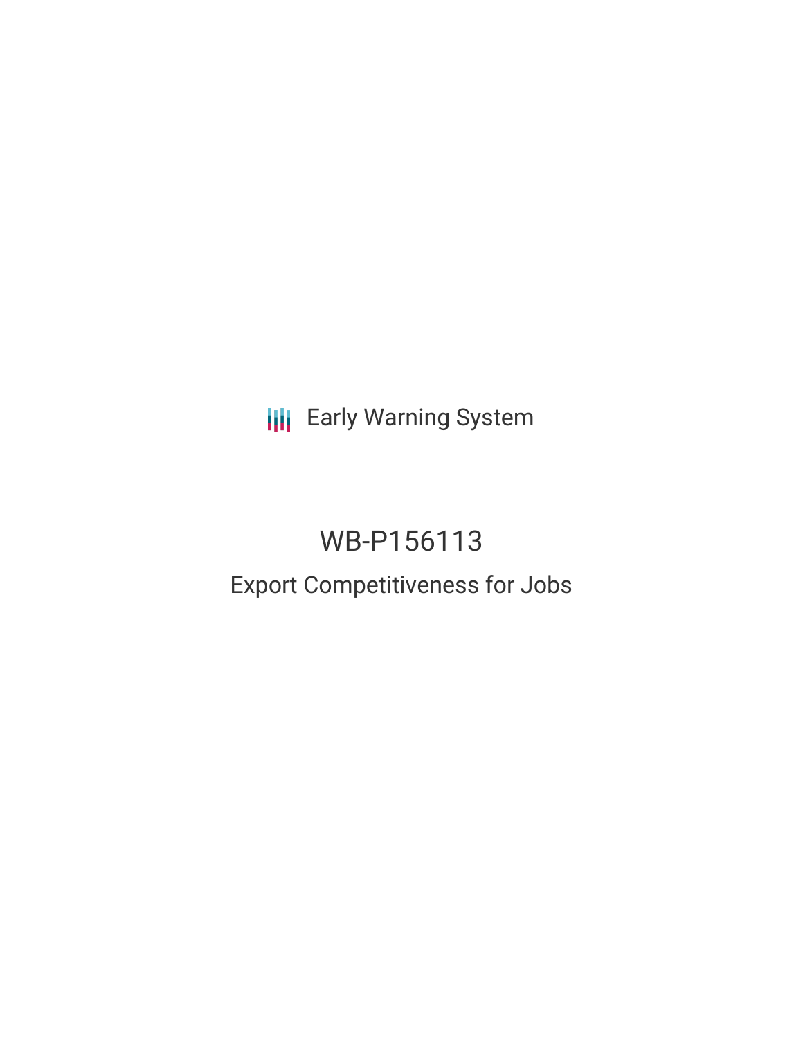Early Warning System

# WB-P156113

## Export Competitiveness for Jobs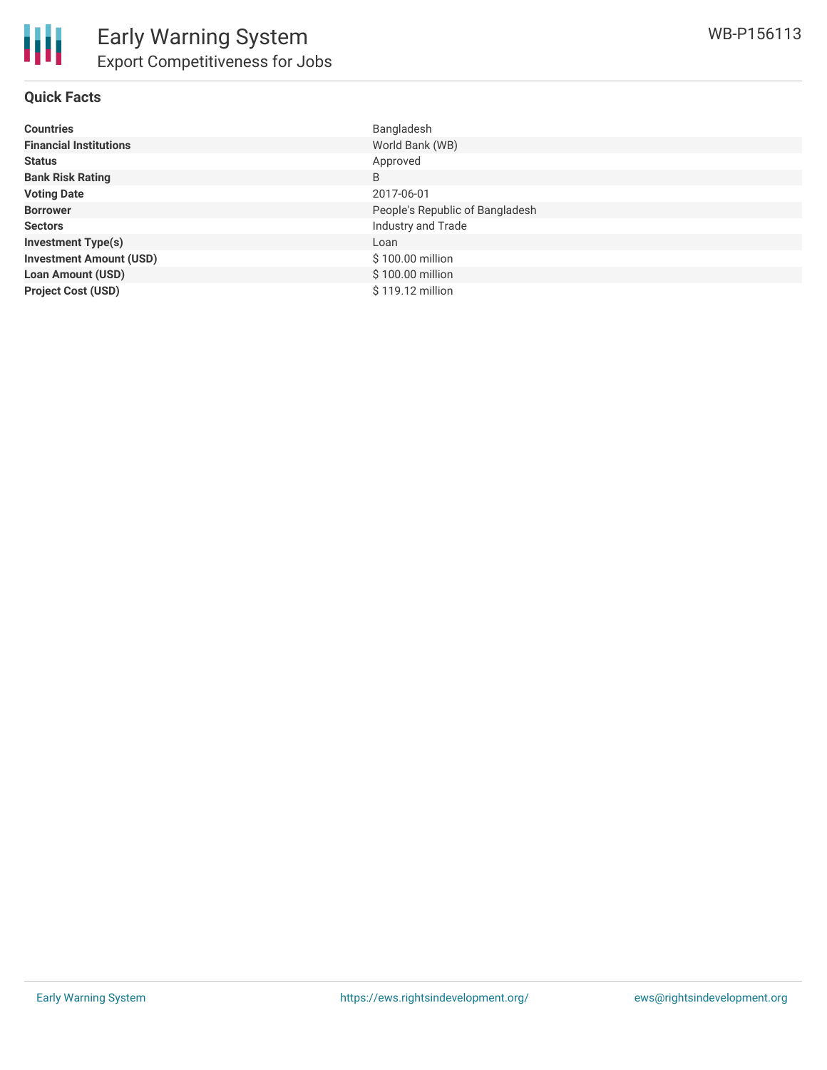# Early Warning System

## Export Competitiveness for Jobs

WB-P156113

### Quick Facts

| | |
|---|---|
| **Countries** | Bangladesh |
| **Financial Institutions** | World Bank (WB) |
| **Status** | Approved |
| **Bank Risk Rating** | B |
| **Voting Date** | 2017-06-01 |
| **Borrower** | People's Republic of Bangladesh |
| **Sectors** | Industry and Trade |
| **Investment Type(s)** | Loan |
| **Investment Amount (USD)** | $ 100.00 million |
| **Loan Amount (USD)** | $ 100.00 million |
| **Project Cost (USD)** | $ 119.12 million |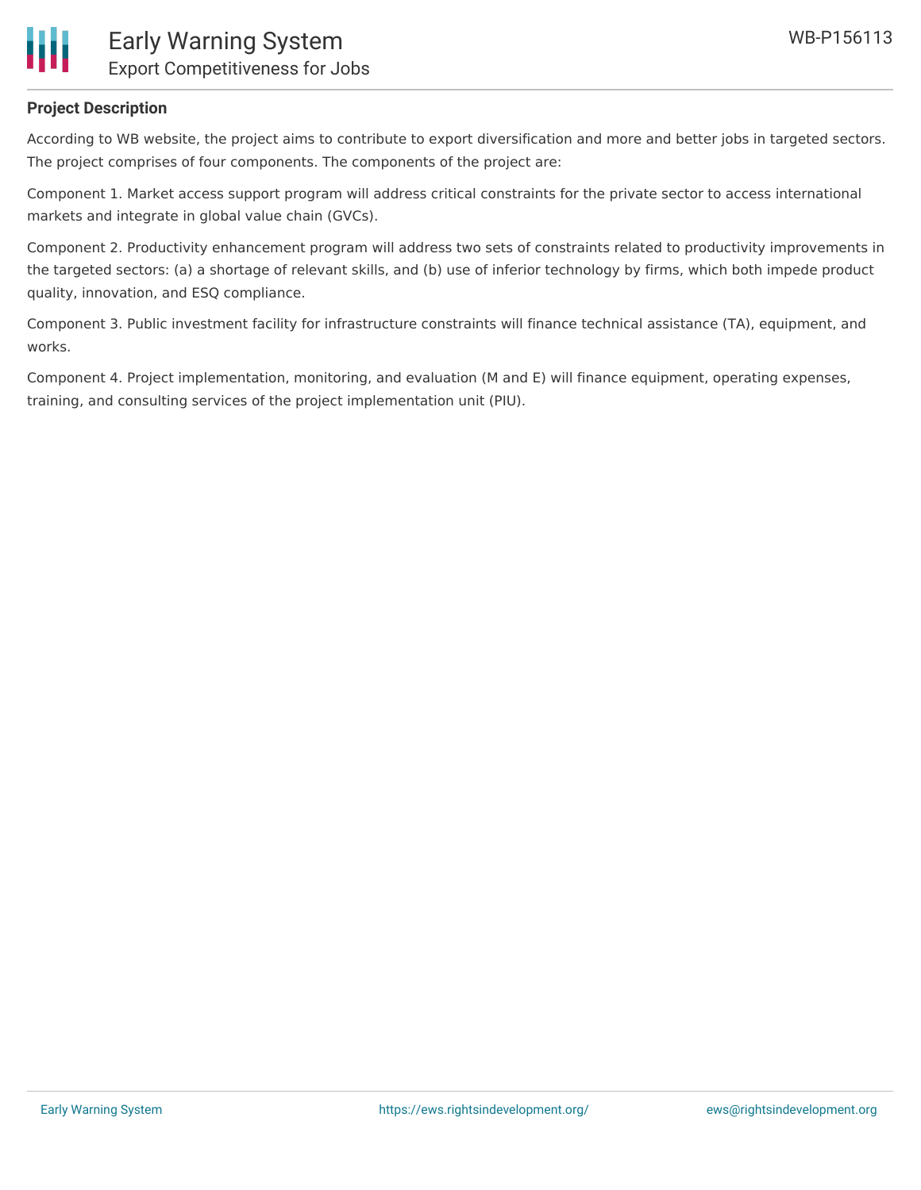**Project Description**

According to WB website, the project aims to contribute to export diversification and more and better jobs in targeted sectors. The project comprises of four components. The components of the project are:

Component 1. Market access support program will address critical constraints for the private sector to access international markets and integrate in global value chain (GVCs).

Component 2. Productivity enhancement program will address two sets of constraints related to productivity improvements in the targeted sectors: (a) a shortage of relevant skills, and (b) use of inferior technology by firms, which both impede product quality, innovation, and ESQ compliance.

Component 3. Public investment facility for infrastructure constraints will finance technical assistance (TA), equipment, and works.

Component 4. Project implementation, monitoring, and evaluation (M and E) will finance equipment, operating expenses, training, and consulting services of the project implementation unit (PIU).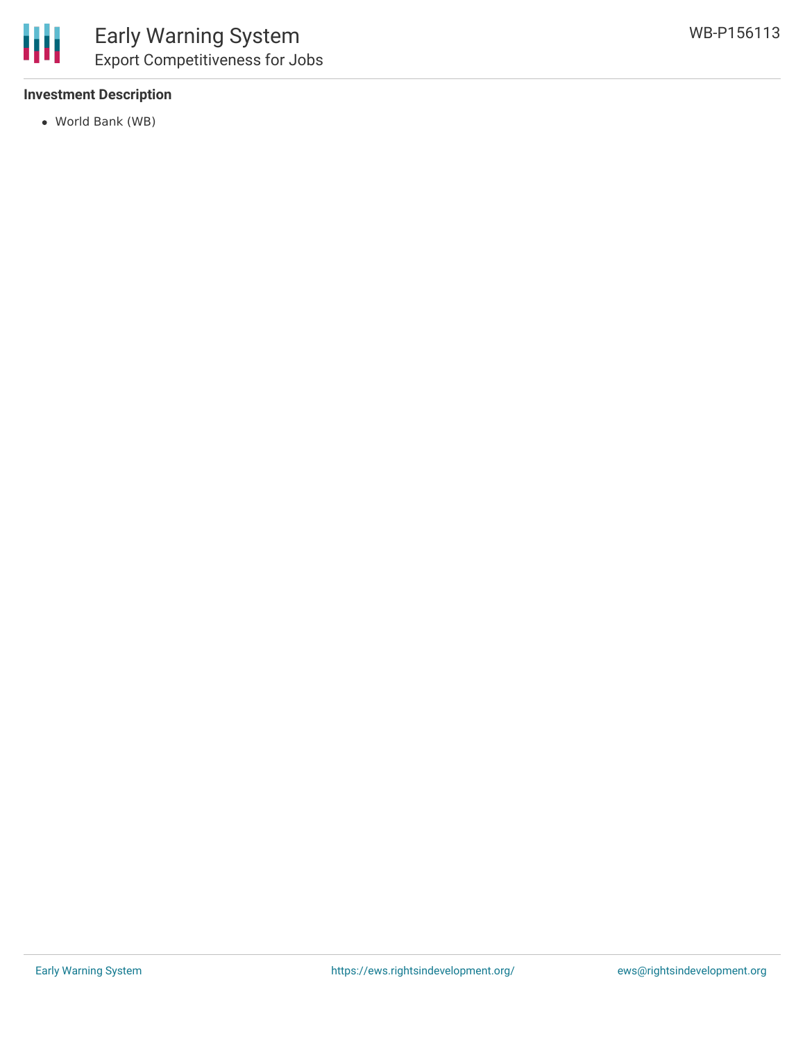### Investment Description

- World Bank (WB)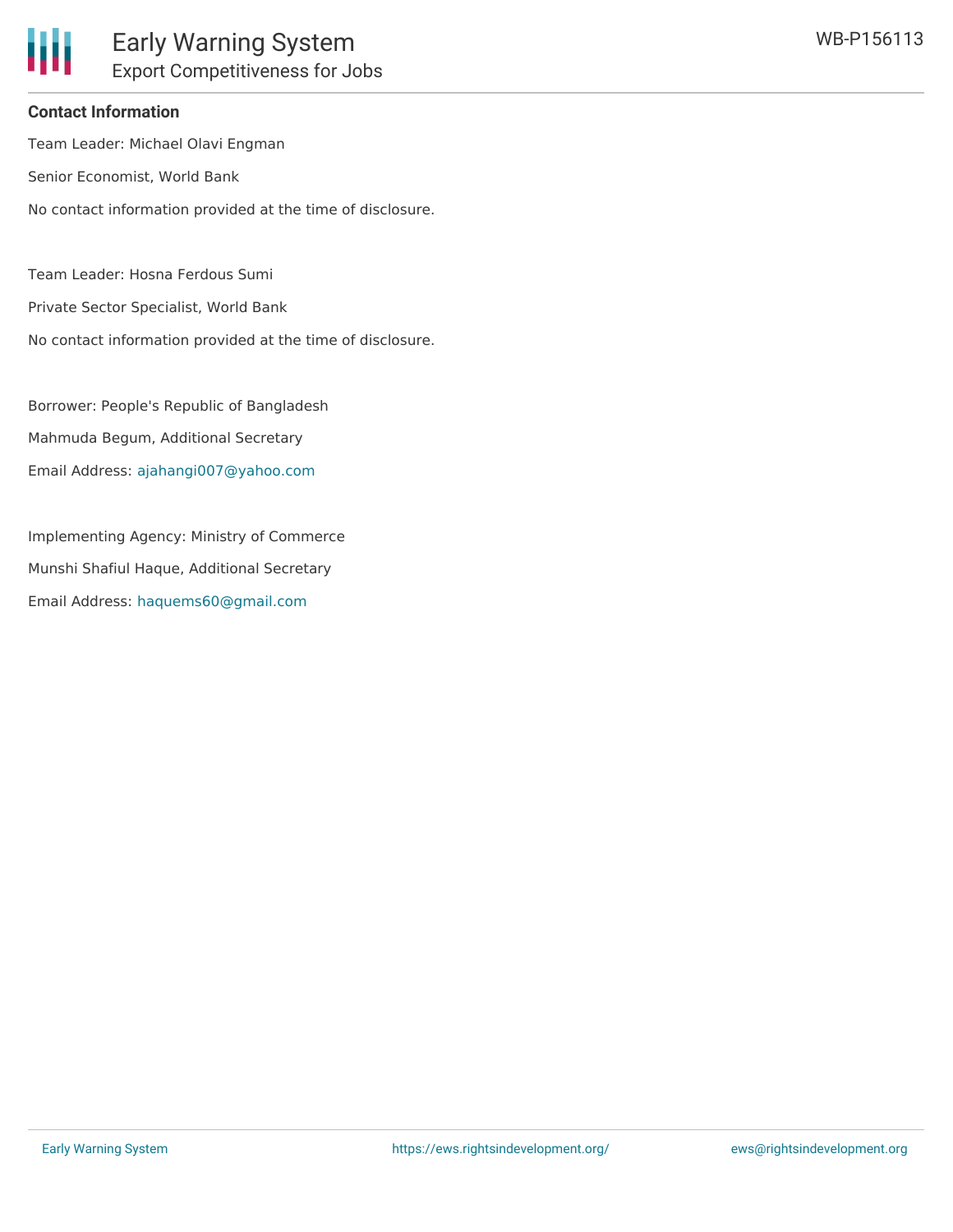**Contact Information**

Team Leader: Michael Olavi Engman

Senior Economist, World Bank

No contact information provided at the time of disclosure.

Team Leader: Hosna Ferdous Sumi

Private Sector Specialist, World Bank

No contact information provided at the time of disclosure.

Borrower: People's Republic of Bangladesh

Mahmuda Begum, Additional Secretary

Email Address: ajahangi007@yahoo.com

Implementing Agency: Ministry of Commerce

Munshi Shafiul Haque, Additional Secretary

Email Address: haquems60@gmail.com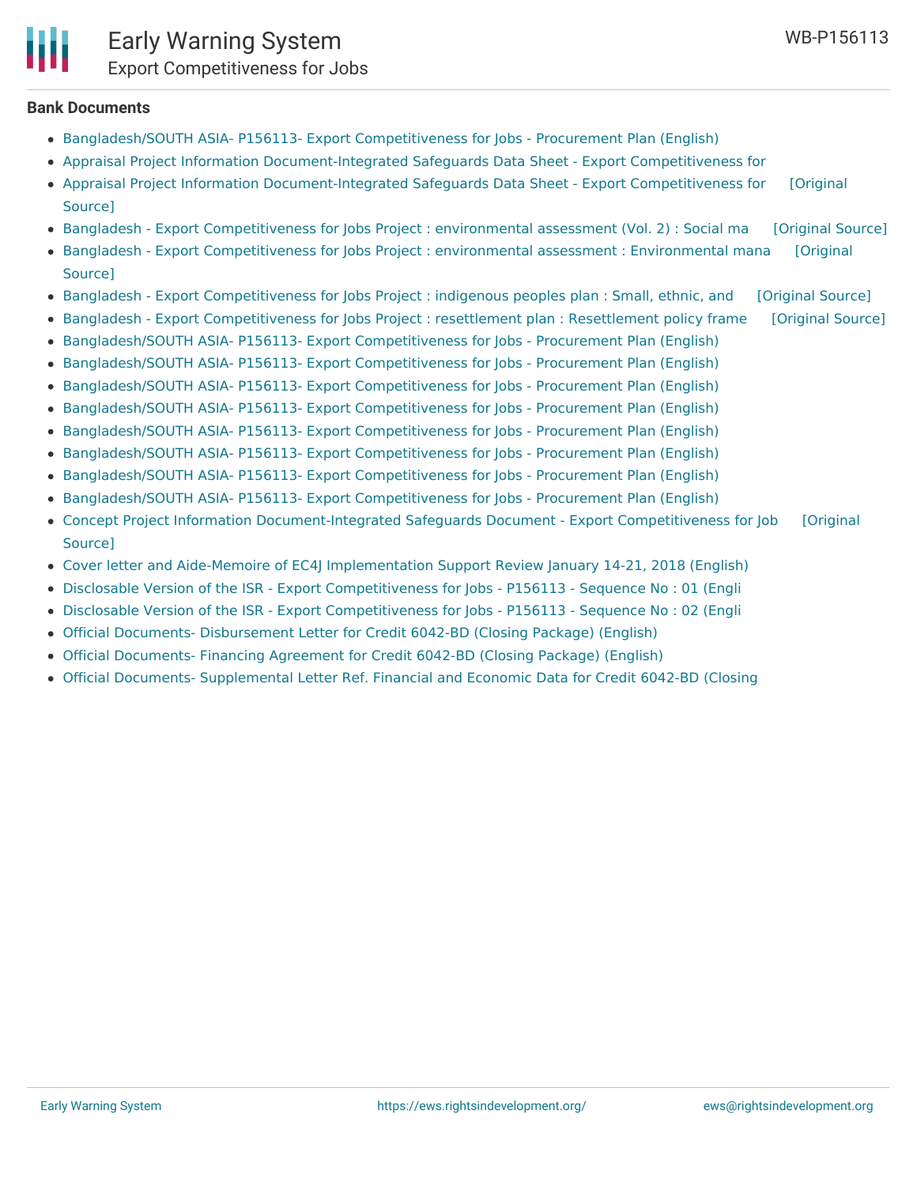**Bank Documents**

- Bangladesh/SOUTH ASIA- P156113- Export Competitiveness for Jobs - Procurement Plan (English)
- Appraisal Project Information Document-Integrated Safeguards Data Sheet - Export Competitiveness for
- Appraisal Project Information Document-Integrated Safeguards Data Sheet - Export Competitiveness for [Original Source]
- Bangladesh - Export Competitiveness for Jobs Project : environmental assessment (Vol. 2) : Social ma [Original Source]
- Bangladesh - Export Competitiveness for Jobs Project : environmental assessment : Environmental mana [Original Source]
- Bangladesh - Export Competitiveness for Jobs Project : indigenous peoples plan : Small, ethnic, and [Original Source]
- Bangladesh - Export Competitiveness for Jobs Project : resettlement plan : Resettlement policy frame [Original Source]
- Bangladesh/SOUTH ASIA- P156113- Export Competitiveness for Jobs - Procurement Plan (English)
- Bangladesh/SOUTH ASIA- P156113- Export Competitiveness for Jobs - Procurement Plan (English)
- Bangladesh/SOUTH ASIA- P156113- Export Competitiveness for Jobs - Procurement Plan (English)
- Bangladesh/SOUTH ASIA- P156113- Export Competitiveness for Jobs - Procurement Plan (English)
- Bangladesh/SOUTH ASIA- P156113- Export Competitiveness for Jobs - Procurement Plan (English)
- Bangladesh/SOUTH ASIA- P156113- Export Competitiveness for Jobs - Procurement Plan (English)
- Bangladesh/SOUTH ASIA- P156113- Export Competitiveness for Jobs - Procurement Plan (English)
- Bangladesh/SOUTH ASIA- P156113- Export Competitiveness for Jobs - Procurement Plan (English)
- Concept Project Information Document-Integrated Safeguards Document - Export Competitiveness for Job [Original Source]
- Cover letter and Aide-Memoire of EC4J Implementation Support Review January 14-21, 2018 (English)
- Disclosable Version of the ISR - Export Competitiveness for Jobs - P156113 - Sequence No : 01 (Engli
- Disclosable Version of the ISR - Export Competitiveness for Jobs - P156113 - Sequence No : 02 (Engli
- Official Documents- Disbursement Letter for Credit 6042-BD (Closing Package) (English)
- Official Documents- Financing Agreement for Credit 6042-BD (Closing Package) (English)
- Official Documents- Supplemental Letter Ref. Financial and Economic Data for Credit 6042-BD (Closing